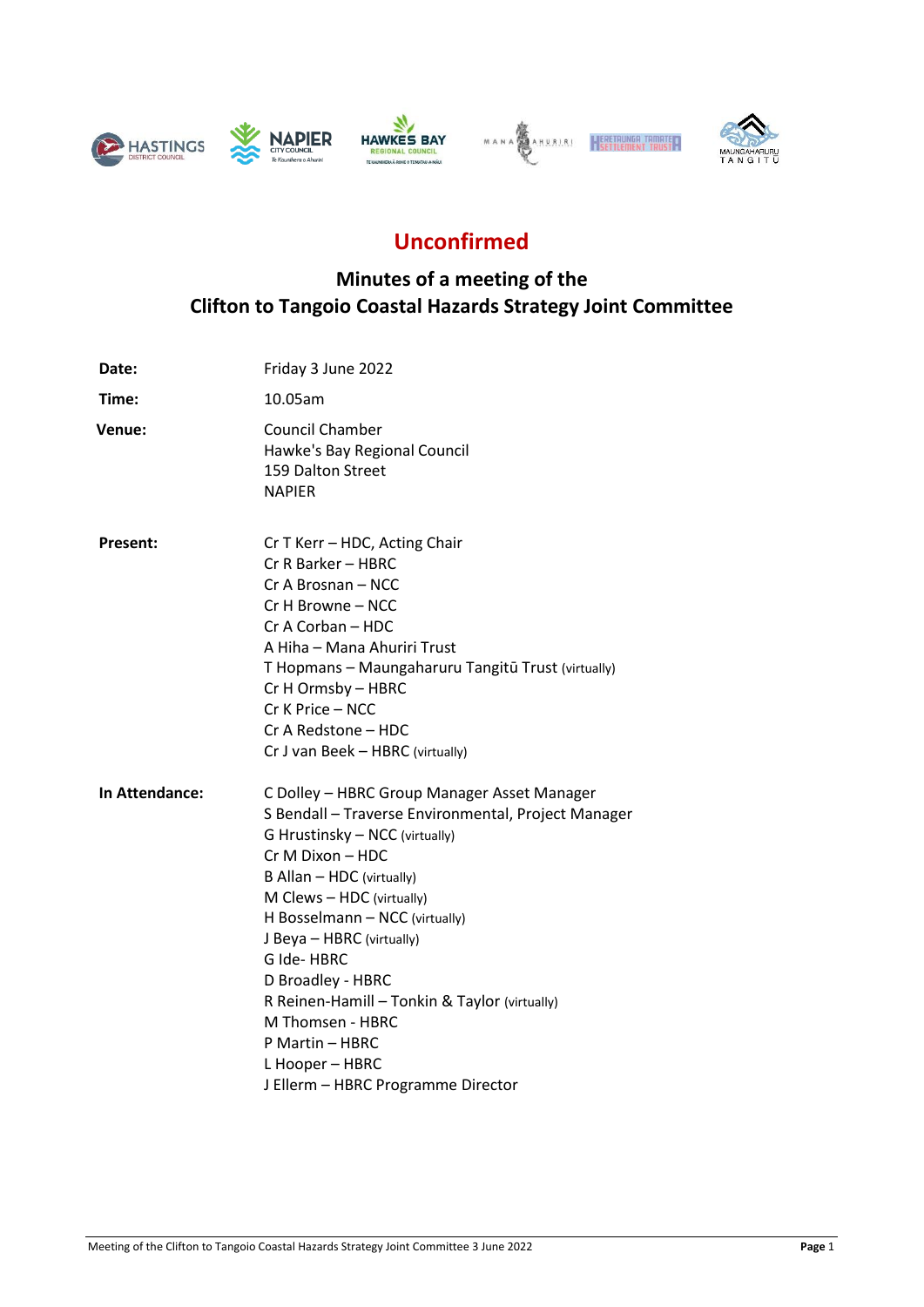# Unconfirmed

## Minutes of a meeting of the
## Clifton to Tangoio Coastal Hazards Strategy Joint Committee

**Date:** Friday 3 June 2022

**Time:** 10.05am

**Venue:** Council Chamber
Hawke's Bay Regional Council
159 Dalton Street
NAPIER

**Present:**
Cr T Kerr – HDC, Acting Chair
Cr R Barker – HBRC
Cr A Brosnan – NCC
Cr H Browne – NCC
Cr A Corban – HDC
A Hiha – Mana Ahuriri Trust
T Hopmans – Maungaharuru Tangitū Trust (virtually)
Cr H Ormsby – HBRC
Cr K Price – NCC
Cr A Redstone – HDC
Cr J van Beek – HBRC (virtually)

**In Attendance:**
C Dolley – HBRC Group Manager Asset Manager
S Bendall – Traverse Environmental, Project Manager
G Hrustinsky – NCC (virtually)
Cr M Dixon – HDC
B Allan – HDC (virtually)
M Clews – HDC (virtually)
H Bosselmann – NCC (virtually)
J Beya – HBRC (virtually)
G Ide- HBRC
D Broadley - HBRC
R Reinen-Hamill – Tonkin & Taylor (virtually)
M Thomsen - HBRC
P Martin – HBRC
L Hooper – HBRC
J Ellerm – HBRC Programme Director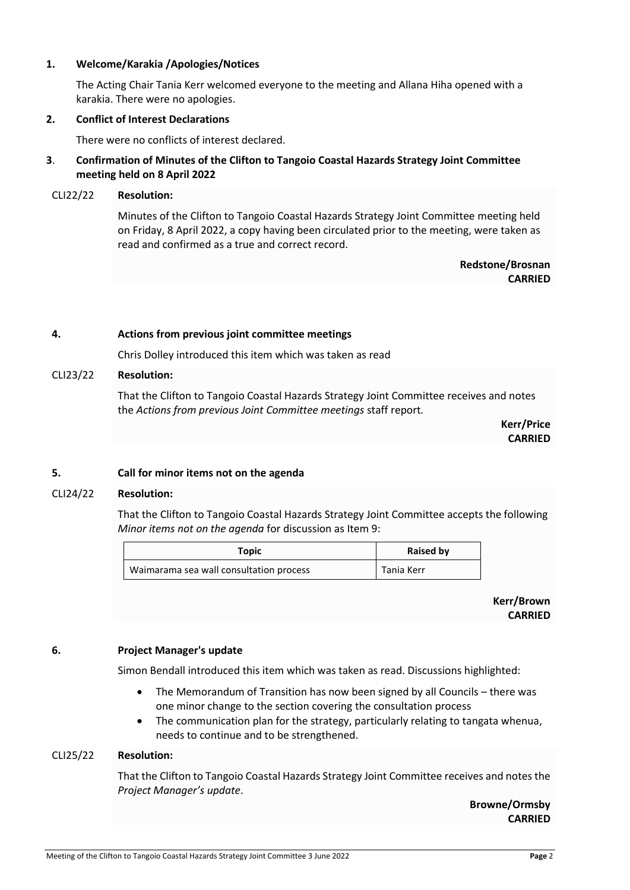## 1. Welcome/Karakia /Apologies/Notices

The Acting Chair Tania Kerr welcomed everyone to the meeting and Allana Hiha opened with a karakia. There were no apologies.

## 2. Conflict of Interest Declarations

There were no conflicts of interest declared.

## 3. Confirmation of Minutes of the Clifton to Tangoio Coastal Hazards Strategy Joint Committee meeting held on 8 April 2022

CLI22/22 **Resolution:**

Minutes of the Clifton to Tangoio Coastal Hazards Strategy Joint Committee meeting held on Friday, 8 April 2022, a copy having been circulated prior to the meeting, were taken as read and confirmed as a true and correct record.

**Redstone/Brosnan**
**CARRIED**

## 4. Actions from previous joint committee meetings

Chris Dolley introduced this item which was taken as read

CLI23/22 **Resolution:**

That the Clifton to Tangoio Coastal Hazards Strategy Joint Committee receives and notes the *Actions from previous Joint Committee meetings* staff report.

**Kerr/Price**
**CARRIED**

## 5. Call for minor items not on the agenda

CLI24/22 **Resolution:**

That the Clifton to Tangoio Coastal Hazards Strategy Joint Committee accepts the following *Minor items not on the agenda* for discussion as Item 9:

| Topic | Raised by |
| --- | --- |
| Waimarama sea wall consultation process | Tania Kerr |

**Kerr/Brown**
**CARRIED**

## 6. Project Manager's update

Simon Bendall introduced this item which was taken as read. Discussions highlighted:

- The Memorandum of Transition has now been signed by all Councils – there was one minor change to the section covering the consultation process
- The communication plan for the strategy, particularly relating to tangata whenua, needs to continue and to be strengthened.

CLI25/22 **Resolution:**

That the Clifton to Tangoio Coastal Hazards Strategy Joint Committee receives and notes the *Project Manager's update*.

**Browne/Ormsby**
**CARRIED**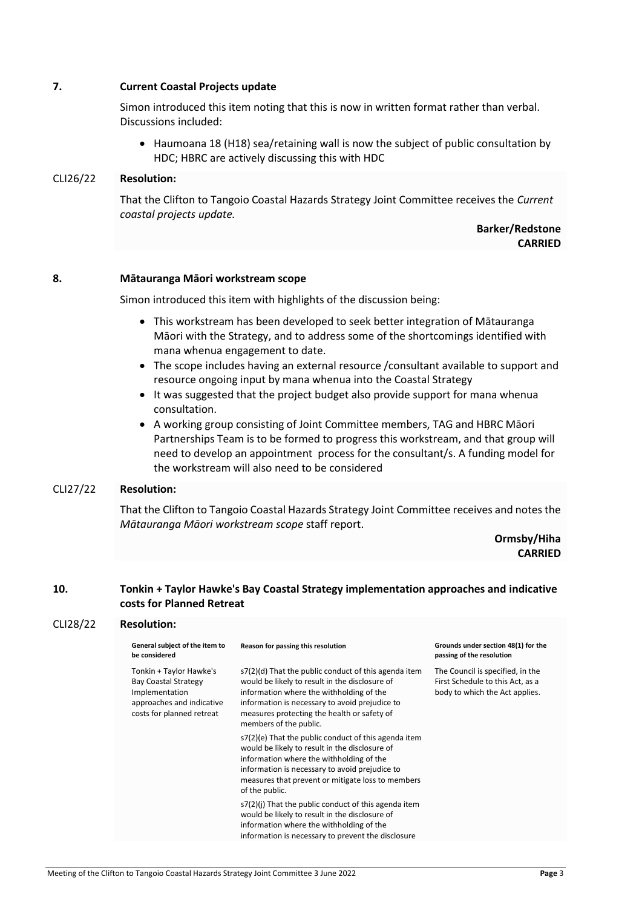## 7. Current Coastal Projects update

Simon introduced this item noting that this is now in written format rather than verbal. Discussions included:

- Haumoana 18 (H18) sea/retaining wall is now the subject of public consultation by HDC; HBRC are actively discussing this with HDC

**CLI26/22 Resolution:**

That the Clifton to Tangoio Coastal Hazards Strategy Joint Committee receives the *Current coastal projects update.*

**Barker/Redstone**
**CARRIED**

## 8. Mātauranga Māori workstream scope

Simon introduced this item with highlights of the discussion being:

- This workstream has been developed to seek better integration of Mātauranga Māori with the Strategy, and to address some of the shortcomings identified with mana whenua engagement to date.
- The scope includes having an external resource /consultant available to support and resource ongoing input by mana whenua into the Coastal Strategy
- It was suggested that the project budget also provide support for mana whenua consultation.
- A working group consisting of Joint Committee members, TAG and HBRC Māori Partnerships Team is to be formed to progress this workstream, and that group will need to develop an appointment process for the consultant/s. A funding model for the workstream will also need to be considered

**CLI27/22 Resolution:**

That the Clifton to Tangoio Coastal Hazards Strategy Joint Committee receives and notes the *Mātauranga Māori workstream scope* staff report.

**Ormsby/Hiha**
**CARRIED**

## 10. Tonkin + Taylor Hawke's Bay Coastal Strategy implementation approaches and indicative costs for Planned Retreat

**CLI28/22 Resolution:**

| General subject of the item to be considered | Reason for passing this resolution | Grounds under section 48(1) for the passing of the resolution |
|---|---|---|
| Tonkin + Taylor Hawke's Bay Coastal Strategy Implementation approaches and indicative costs for planned retreat | s7(2)(d) That the public conduct of this agenda item would be likely to result in the disclosure of information where the withholding of the information is necessary to avoid prejudice to measures protecting the health or safety of members of the public.<br><br>s7(2)(e) That the public conduct of this agenda item would be likely to result in the disclosure of information where the withholding of the information is necessary to avoid prejudice to measures that prevent or mitigate loss to members of the public.<br><br>s7(2)(j) That the public conduct of this agenda item would be likely to result in the disclosure of information where the withholding of the information is necessary to prevent the disclosure | The Council is specified, in the First Schedule to this Act, as a body to which the Act applies. |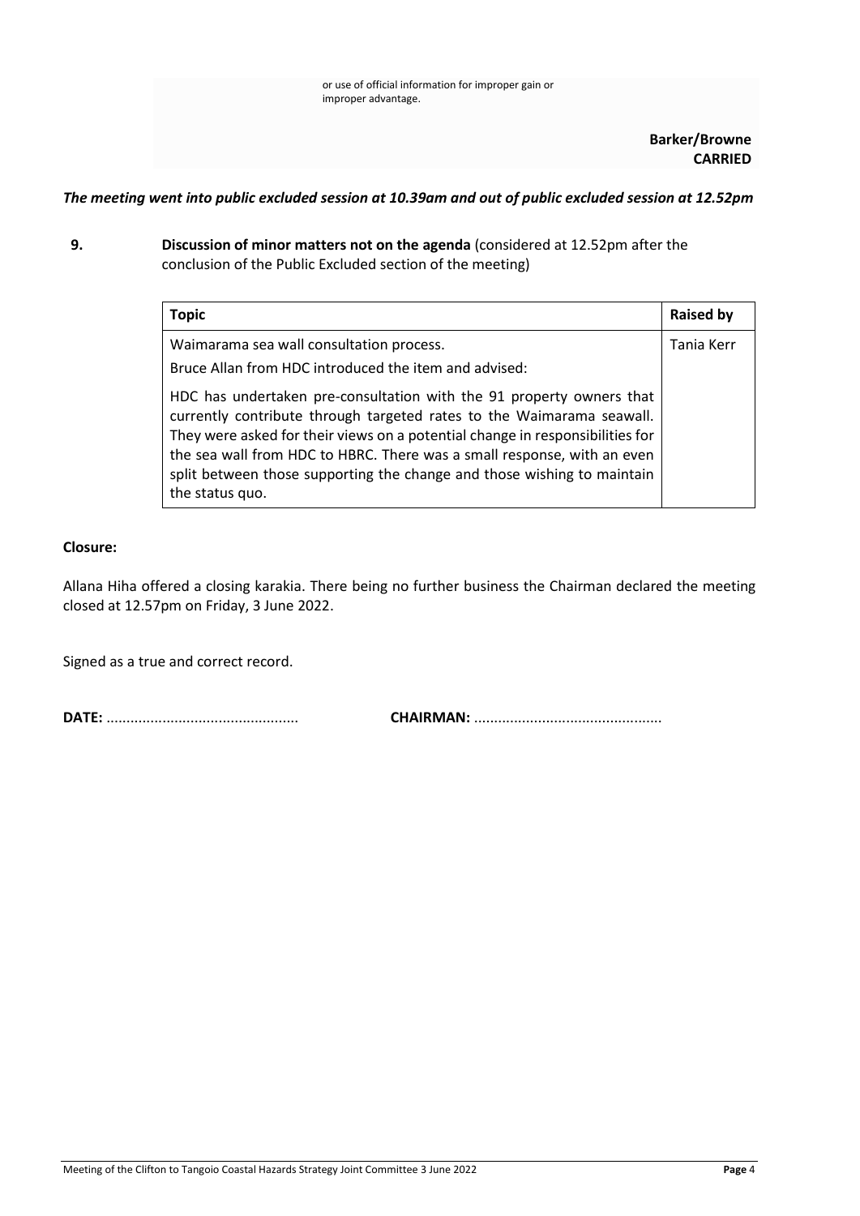or use of official information for improper gain or improper advantage.

**Barker/Browne**
**CARRIED**

***The meeting went into public excluded session at 10.39am and out of public excluded session at 12.52pm***

**9. Discussion of minor matters not on the agenda** (considered at 12.52pm after the conclusion of the Public Excluded section of the meeting)

| Topic | Raised by |
|---|---|
| Waimarama sea wall consultation process.<br>Bruce Allan from HDC introduced the item and advised:<br>HDC has undertaken pre-consultation with the 91 property owners that currently contribute through targeted rates to the Waimarama seawall. They were asked for their views on a potential change in responsibilities for the sea wall from HDC to HBRC. There was a small response, with an even split between those supporting the change and those wishing to maintain the status quo. | Tania Kerr |

**Closure:**

Allana Hiha offered a closing karakia. There being no further business the Chairman declared the meeting closed at 12.57pm on Friday, 3 June 2022.

Signed as a true and correct record.

**DATE:** ............................................... **CHAIRMAN:** ..............................................